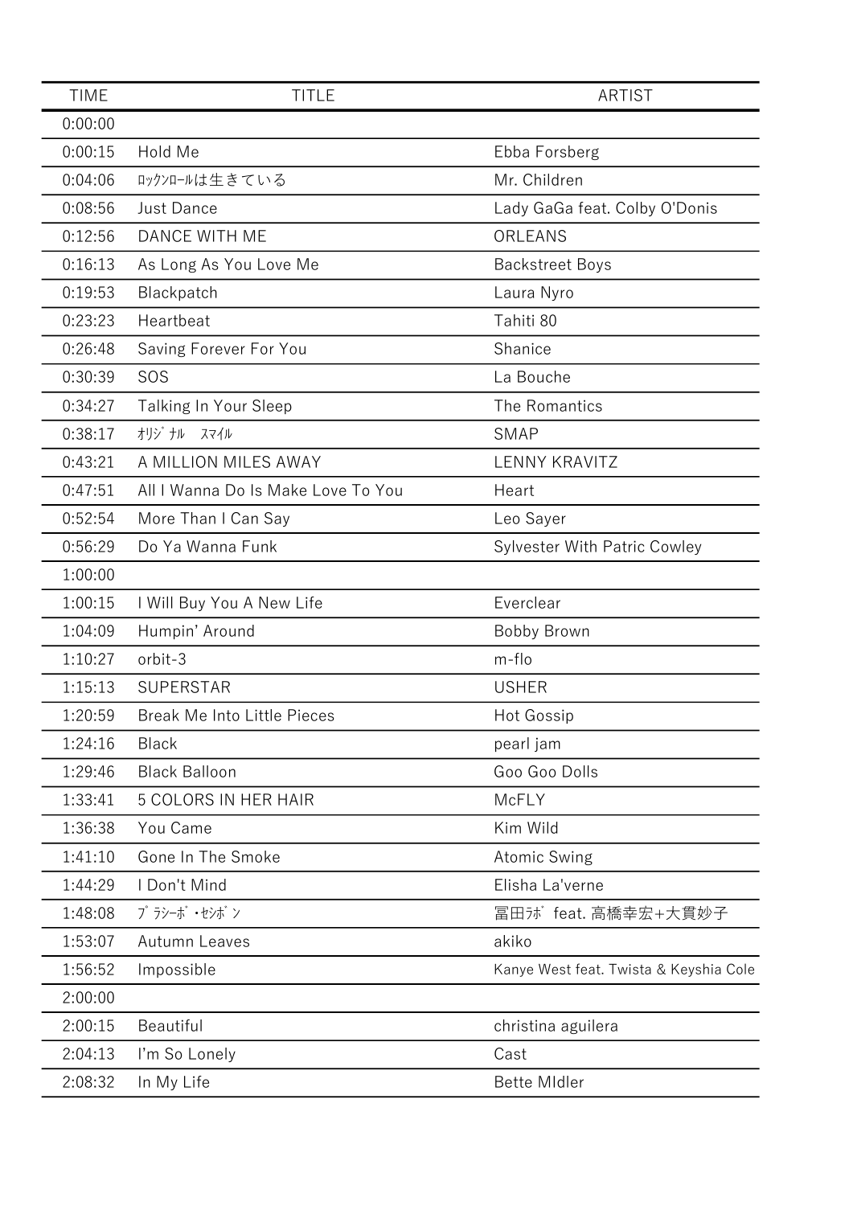| TIME | TITLE | ARTIST |
| --- | --- | --- |
| 0:00:00 | | |
| 0:00:15 | Hold Me | Ebba Forsberg |
| 0:04:06 | ﾛｯｸﾝﾛｰﾙは生きている | Mr. Children |
| 0:08:56 | Just Dance | Lady GaGa feat. Colby O'Donis |
| 0:12:56 | DANCE WITH ME | ORLEANS |
| 0:16:13 | As Long As You Love Me | Backstreet Boys |
| 0:19:53 | Blackpatch | Laura Nyro |
| 0:23:23 | Heartbeat | Tahiti 80 |
| 0:26:48 | Saving Forever For You | Shanice |
| 0:30:39 | SOS | La Bouche |
| 0:34:27 | Talking In Your Sleep | The Romantics |
| 0:38:17 | ｵﾘｼﾞﾅﾙ　ｽﾏｲﾙ | SMAP |
| 0:43:21 | A MILLION MILES AWAY | LENNY KRAVITZ |
| 0:47:51 | All I Wanna Do Is Make Love To You | Heart |
| 0:52:54 | More Than I Can Say | Leo Sayer |
| 0:56:29 | Do Ya Wanna Funk | Sylvester With Patric Cowley |
| 1:00:00 | | |
| 1:00:15 | I Will Buy You A New Life | Everclear |
| 1:04:09 | Humpin' Around | Bobby Brown |
| 1:10:27 | orbit-3 | m-flo |
| 1:15:13 | SUPERSTAR | USHER |
| 1:20:59 | Break Me Into Little Pieces | Hot Gossip |
| 1:24:16 | Black | pearl jam |
| 1:29:46 | Black Balloon | Goo Goo Dolls |
| 1:33:41 | 5 COLORS IN HER HAIR | McFLY |
| 1:36:38 | You Came | Kim Wild |
| 1:41:10 | Gone In The Smoke | Atomic Swing |
| 1:44:29 | I Don't Mind | Elisha La'verne |
| 1:48:08 | ﾌﾞﾗｼｰﾎﾞ・ｾｼﾎﾞﾝ | 冨田ﾗﾎﾞ feat. 高橋幸宏+大貫妙子 |
| 1:53:07 | Autumn Leaves | akiko |
| 1:56:52 | Impossible | Kanye West feat. Twista & Keyshia Cole |
| 2:00:00 | | |
| 2:00:15 | Beautiful | christina aguilera |
| 2:04:13 | I'm So Lonely | Cast |
| 2:08:32 | In My Life | Bette MIdler |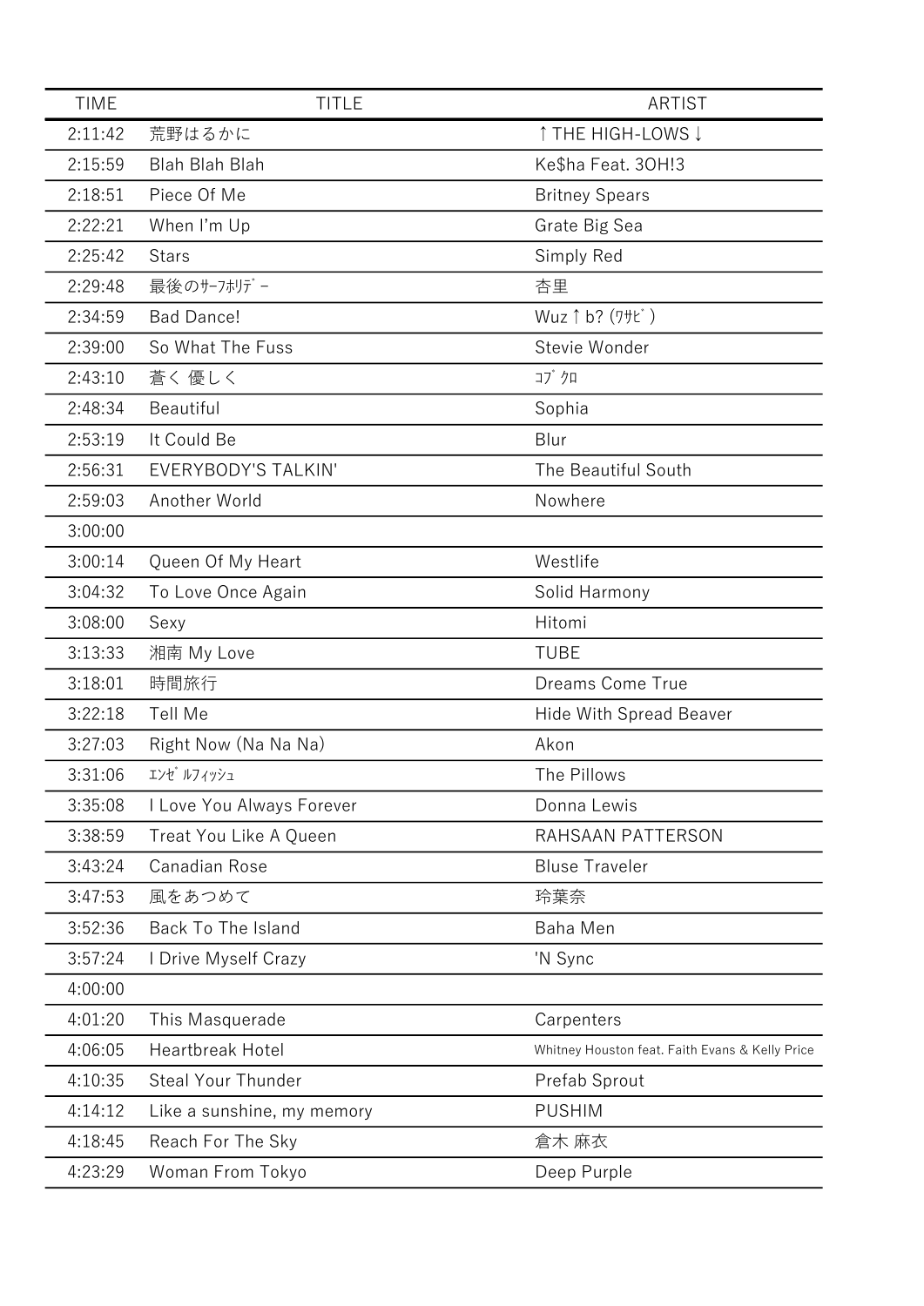| TIME | TITLE | ARTIST |
|---|---|---|
| 2:11:42 | 荒野はるかに | ↑THE HIGH-LOWS↓ |
| 2:15:59 | Blah Blah Blah | Ke$ha Feat. 3OH!3 |
| 2:18:51 | Piece Of Me | Britney Spears |
| 2:22:21 | When I'm Up | Grate Big Sea |
| 2:25:42 | Stars | Simply Red |
| 2:29:48 | 最後のｻｰﾌﾎﾘﾃﾞｰ | 杏里 |
| 2:34:59 | Bad Dance! | Wuz↑b? (ﾜｻﾋﾞ) |
| 2:39:00 | So What The Fuss | Stevie Wonder |
| 2:43:10 | 蒼く 優しく | ｺﾌﾞｸﾛ |
| 2:48:34 | Beautiful | Sophia |
| 2:53:19 | It Could Be | Blur |
| 2:56:31 | EVERYBODY'S TALKIN' | The Beautiful South |
| 2:59:03 | Another World | Nowhere |
| 3:00:00 | | |
| 3:00:14 | Queen Of My Heart | Westlife |
| 3:04:32 | To Love Once Again | Solid Harmony |
| 3:08:00 | Sexy | Hitomi |
| 3:13:33 | 湘南 My Love | TUBE |
| 3:18:01 | 時間旅行 | Dreams Come True |
| 3:22:18 | Tell Me | Hide With Spread Beaver |
| 3:27:03 | Right Now (Na Na Na) | Akon |
| 3:31:06 | ｴﾝｾﾞﾙﾌｨｯｼｭ | The Pillows |
| 3:35:08 | I Love You Always Forever | Donna Lewis |
| 3:38:59 | Treat You Like A Queen | RAHSAAN PATTERSON |
| 3:43:24 | Canadian Rose | Bluse Traveler |
| 3:47:53 | 風をあつめて | 玲葉奈 |
| 3:52:36 | Back To The Island | Baha Men |
| 3:57:24 | I Drive Myself Crazy | 'N Sync |
| 4:00:00 | | |
| 4:01:20 | This Masquerade | Carpenters |
| 4:06:05 | Heartbreak Hotel | Whitney Houston feat. Faith Evans & Kelly Price |
| 4:10:35 | Steal Your Thunder | Prefab Sprout |
| 4:14:12 | Like a sunshine, my memory | PUSHIM |
| 4:18:45 | Reach For The Sky | 倉木 麻衣 |
| 4:23:29 | Woman From Tokyo | Deep Purple |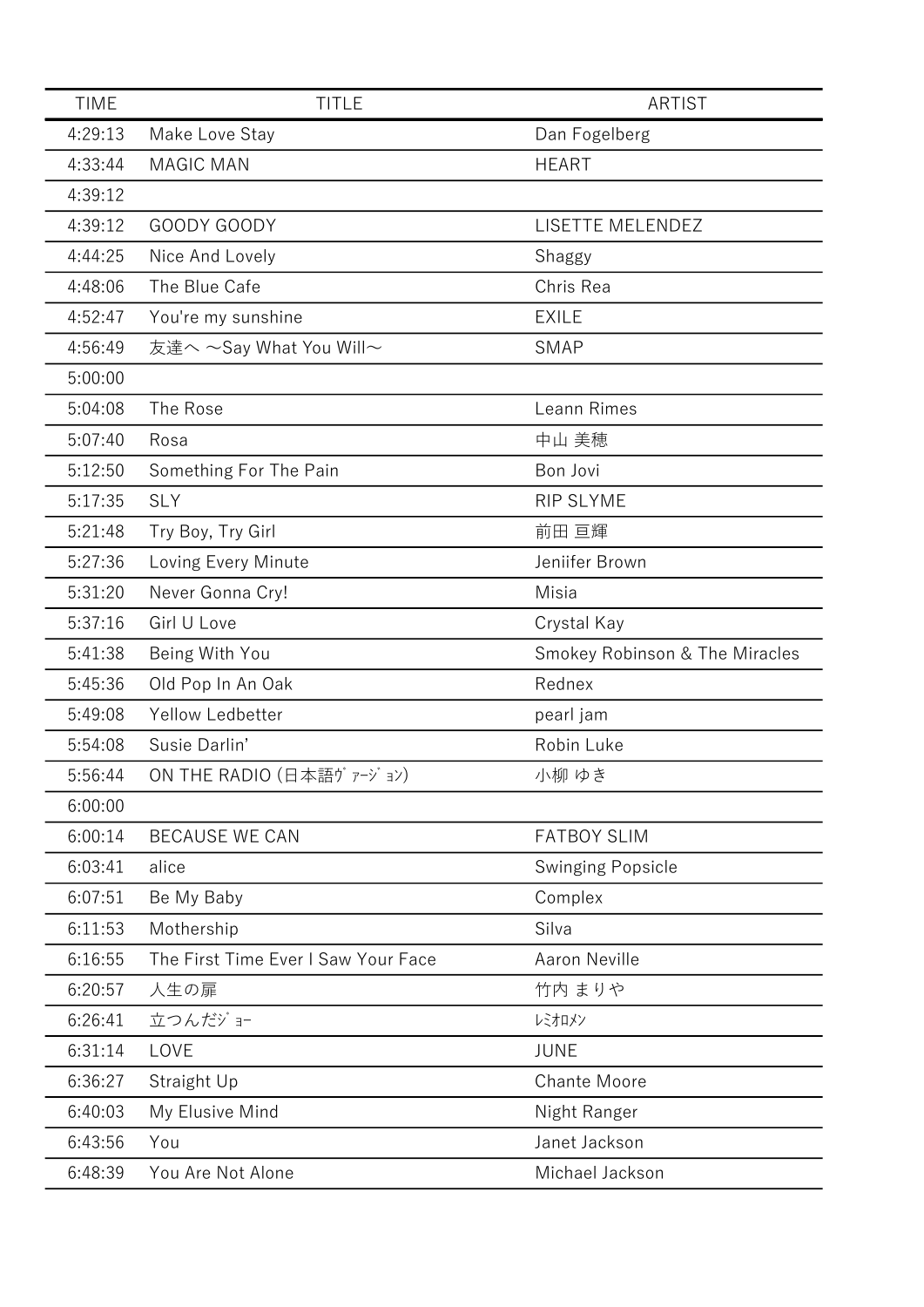| TIME | TITLE | ARTIST |
|---|---|---|
| 4:29:13 | Make Love Stay | Dan Fogelberg |
| 4:33:44 | MAGIC MAN | HEART |
| 4:39:12 | | |
| 4:39:12 | GOODY GOODY | LISETTE MELENDEZ |
| 4:44:25 | Nice And Lovely | Shaggy |
| 4:48:06 | The Blue Cafe | Chris Rea |
| 4:52:47 | You're my sunshine | EXILE |
| 4:56:49 | 友達へ ～Say What You Will～ | SMAP |
| 5:00:00 | | |
| 5:04:08 | The Rose | Leann Rimes |
| 5:07:40 | Rosa | 中山 美穂 |
| 5:12:50 | Something For The Pain | Bon Jovi |
| 5:17:35 | SLY | RIP SLYME |
| 5:21:48 | Try Boy, Try Girl | 前田 亘輝 |
| 5:27:36 | Loving Every Minute | Jeniifer Brown |
| 5:31:20 | Never Gonna Cry! | Misia |
| 5:37:16 | Girl U Love | Crystal Kay |
| 5:41:38 | Being With You | Smokey Robinson & The Miracles |
| 5:45:36 | Old Pop In An Oak | Rednex |
| 5:49:08 | Yellow Ledbetter | pearl jam |
| 5:54:08 | Susie Darlin' | Robin Luke |
| 5:56:44 | ON THE RADIO (日本語ｳﾞｧｰｼﾞｮﾝ) | 小柳 ゆき |
| 6:00:00 | | |
| 6:00:14 | BECAUSE WE CAN | FATBOY SLIM |
| 6:03:41 | alice | Swinging Popsicle |
| 6:07:51 | Be My Baby | Complex |
| 6:11:53 | Mothership | Silva |
| 6:16:55 | The First Time Ever I Saw Your Face | Aaron Neville |
| 6:20:57 | 人生の扉 | 竹内 まりや |
| 6:26:41 | 立つんだｼﾞｮｰ | ﾚﾐｵﾛﾒﾝ |
| 6:31:14 | LOVE | JUNE |
| 6:36:27 | Straight Up | Chante Moore |
| 6:40:03 | My Elusive Mind | Night Ranger |
| 6:43:56 | You | Janet Jackson |
| 6:48:39 | You Are Not Alone | Michael Jackson |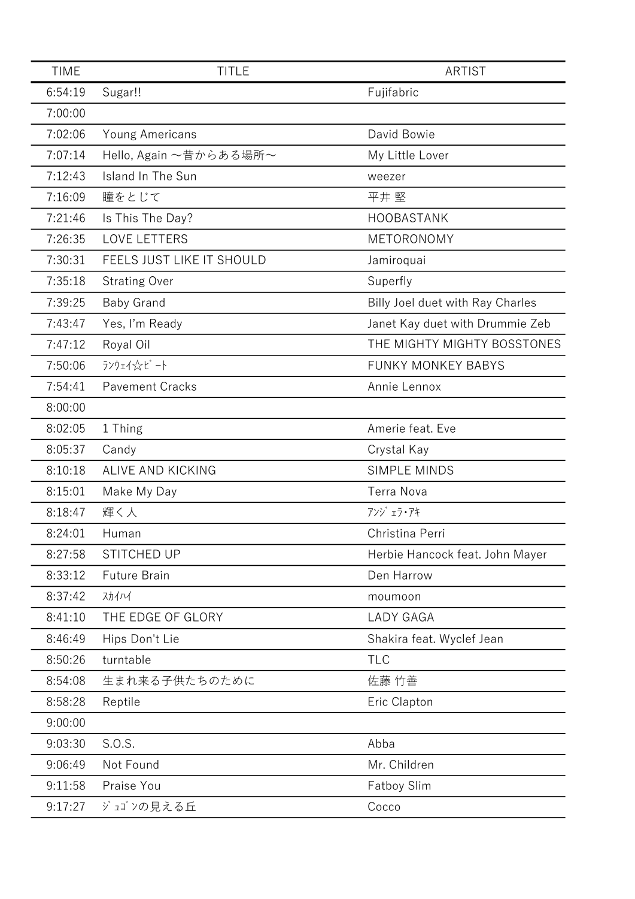| TIME | TITLE | ARTIST |
| --- | --- | --- |
| 6:54:19 | Sugar!! | Fujifabric |
| 7:00:00 | | |
| 7:02:06 | Young Americans | David Bowie |
| 7:07:14 | Hello, Again ～昔からある場所～ | My Little Lover |
| 7:12:43 | Island In The Sun | weezer |
| 7:16:09 | 瞳をとじて | 平井 堅 |
| 7:21:46 | Is This The Day? | HOOBASTANK |
| 7:26:35 | LOVE LETTERS | METORONOMY |
| 7:30:31 | FEELS JUST LIKE IT SHOULD | Jamiroquai |
| 7:35:18 | Strating Over | Superfly |
| 7:39:25 | Baby Grand | Billy Joel duet with Ray Charles |
| 7:43:47 | Yes, I'm Ready | Janet Kay duet with Drummie Zeb |
| 7:47:12 | Royal Oil | THE MIGHTY MIGHTY BOSSTONES |
| 7:50:06 | ﾗﾝｳｪｲ☆ﾋﾞｰﾄ | FUNKY MONKEY BABYS |
| 7:54:41 | Pavement Cracks | Annie Lennox |
| 8:00:00 | | |
| 8:02:05 | 1 Thing | Amerie feat. Eve |
| 8:05:37 | Candy | Crystal Kay |
| 8:10:18 | ALIVE AND KICKING | SIMPLE MINDS |
| 8:15:01 | Make My Day | Terra Nova |
| 8:18:47 | 輝く人 | ｱﾝｼﾞｪﾗ･ｱｷ |
| 8:24:01 | Human | Christina Perri |
| 8:27:58 | STITCHED UP | Herbie Hancock feat. John Mayer |
| 8:33:12 | Future Brain | Den Harrow |
| 8:37:42 | ｽｶｲﾊｲ | moumoon |
| 8:41:10 | THE EDGE OF GLORY | LADY GAGA |
| 8:46:49 | Hips Don't Lie | Shakira feat. Wyclef Jean |
| 8:50:26 | turntable | TLC |
| 8:54:08 | 生まれ来る子供たちのために | 佐藤 竹善 |
| 8:58:28 | Reptile | Eric Clapton |
| 9:00:00 | | |
| 9:03:30 | S.O.S. | Abba |
| 9:06:49 | Not Found | Mr. Children |
| 9:11:58 | Praise You | Fatboy Slim |
| 9:17:27 | ｼﾞｭｺﾞﾝの見える丘 | Cocco |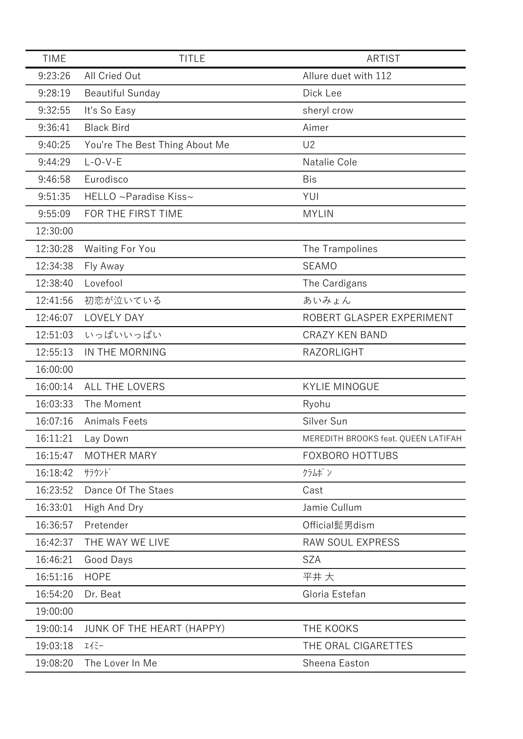| TIME | TITLE | ARTIST |
|---|---|---|
| 9:23:26 | All Cried Out | Allure duet with 112 |
| 9:28:19 | Beautiful Sunday | Dick Lee |
| 9:32:55 | It's So Easy | sheryl crow |
| 9:36:41 | Black Bird | Aimer |
| 9:40:25 | You're The Best Thing About Me | U2 |
| 9:44:29 | L-O-V-E | Natalie Cole |
| 9:46:58 | Eurodisco | Bis |
| 9:51:35 | HELLO ~Paradise Kiss~ | YUI |
| 9:55:09 | FOR THE FIRST TIME | MYLIN |
| 12:30:00 | | |
| 12:30:28 | Waiting For You | The Trampolines |
| 12:34:38 | Fly Away | SEAMO |
| 12:38:40 | Lovefool | The Cardigans |
| 12:41:56 | 初恋が泣いている | あいみょん |
| 12:46:07 | LOVELY DAY | ROBERT GLASPER EXPERIMENT |
| 12:51:03 | いっぱいいっぱい | CRAZY KEN BAND |
| 12:55:13 | IN THE MORNING | RAZORLIGHT |
| 16:00:00 | | |
| 16:00:14 | ALL THE LOVERS | KYLIE MINOGUE |
| 16:03:33 | The Moment | Ryohu |
| 16:07:16 | Animals Feets | Silver Sun |
| 16:11:21 | Lay Down | MEREDITH BROOKS feat. QUEEN LATIFAH |
| 16:15:47 | MOTHER MARY | FOXBORO HOTTUBS |
| 16:18:42 | ｻﾗｳﾝﾄﾞ | ｸﾗﾑﾎﾞﾝ |
| 16:23:52 | Dance Of The Staes | Cast |
| 16:33:01 | High And Dry | Jamie Cullum |
| 16:36:57 | Pretender | Official髭男dism |
| 16:42:37 | THE WAY WE LIVE | RAW SOUL EXPRESS |
| 16:46:21 | Good Days | SZA |
| 16:51:16 | HOPE | 平井 大 |
| 16:54:20 | Dr. Beat | Gloria Estefan |
| 19:00:00 | | |
| 19:00:14 | JUNK OF THE HEART (HAPPY) | THE KOOKS |
| 19:03:18 | ｴｲﾐｰ | THE ORAL CIGARETTES |
| 19:08:20 | The Lover In Me | Sheena Easton |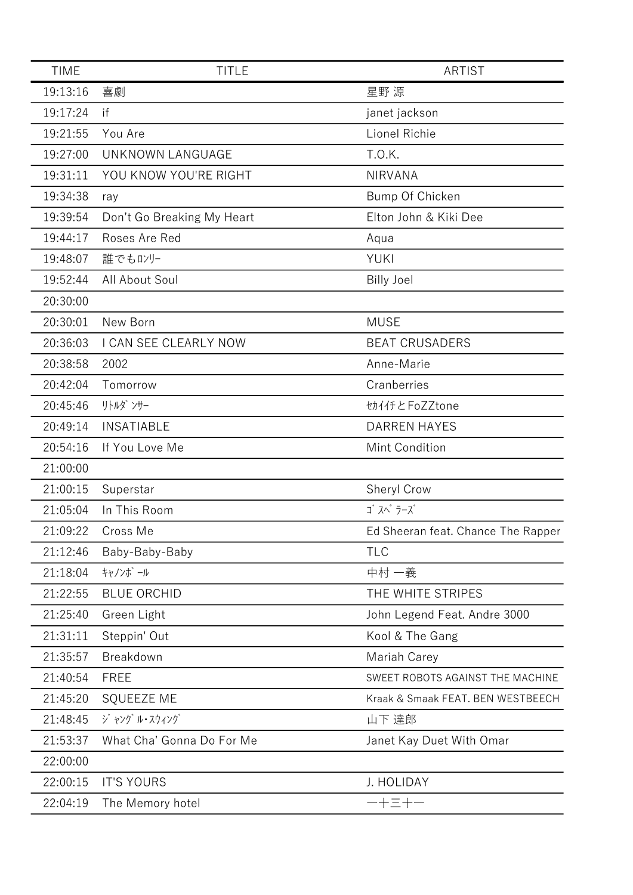| TIME | TITLE | ARTIST |
|---|---|---|
| 19:13:16 | 喜劇 | 星野 源 |
| 19:17:24 | if | janet jackson |
| 19:21:55 | You Are | Lionel Richie |
| 19:27:00 | UNKNOWN LANGUAGE | T.O.K. |
| 19:31:11 | YOU KNOW YOU'RE RIGHT | NIRVANA |
| 19:34:38 | ray | Bump Of Chicken |
| 19:39:54 | Don't Go Breaking My Heart | Elton John & Kiki Dee |
| 19:44:17 | Roses Are Red | Aqua |
| 19:48:07 | 誰でもﾛﾝﾘｰ | YUKI |
| 19:52:44 | All About Soul | Billy Joel |
| 20:30:00 | | |
| 20:30:01 | New Born | MUSE |
| 20:36:03 | I CAN SEE CLEARLY NOW | BEAT CRUSADERS |
| 20:38:58 | 2002 | Anne-Marie |
| 20:42:04 | Tomorrow | Cranberries |
| 20:45:46 | ﾘﾄﾙﾀﾞﾝｻｰ | ｾｶｲｲﾁとFoZZtone |
| 20:49:14 | INSATIABLE | DARREN HAYES |
| 20:54:16 | If You Love Me | Mint Condition |
| 21:00:00 | | |
| 21:00:15 | Superstar | Sheryl Crow |
| 21:05:04 | In This Room | ｺﾞｽﾍﾟﾗｰｽﾞ |
| 21:09:22 | Cross Me | Ed Sheeran feat. Chance The Rapper |
| 21:12:46 | Baby-Baby-Baby | TLC |
| 21:18:04 | ｷｬﾉﾝﾎﾞｰﾙ | 中村 一義 |
| 21:22:55 | BLUE ORCHID | THE WHITE STRIPES |
| 21:25:40 | Green Light | John Legend Feat. Andre 3000 |
| 21:31:11 | Steppin' Out | Kool & The Gang |
| 21:35:57 | Breakdown | Mariah Carey |
| 21:40:54 | FREE | SWEET ROBOTS AGAINST THE MACHINE |
| 21:45:20 | SQUEEZE ME | Kraak & Smaak FEAT. BEN WESTBEECH |
| 21:48:45 | ｼﾞｬﾝｸﾞﾙ･ｽｳｨﾝｸﾞ | 山下 達郎 |
| 21:53:37 | What Cha' Gonna Do For Me | Janet Kay Duet With Omar |
| 22:00:00 | | |
| 22:00:15 | IT'S YOURS | J. HOLIDAY |
| 22:04:19 | The Memory hotel | 一十三十一 |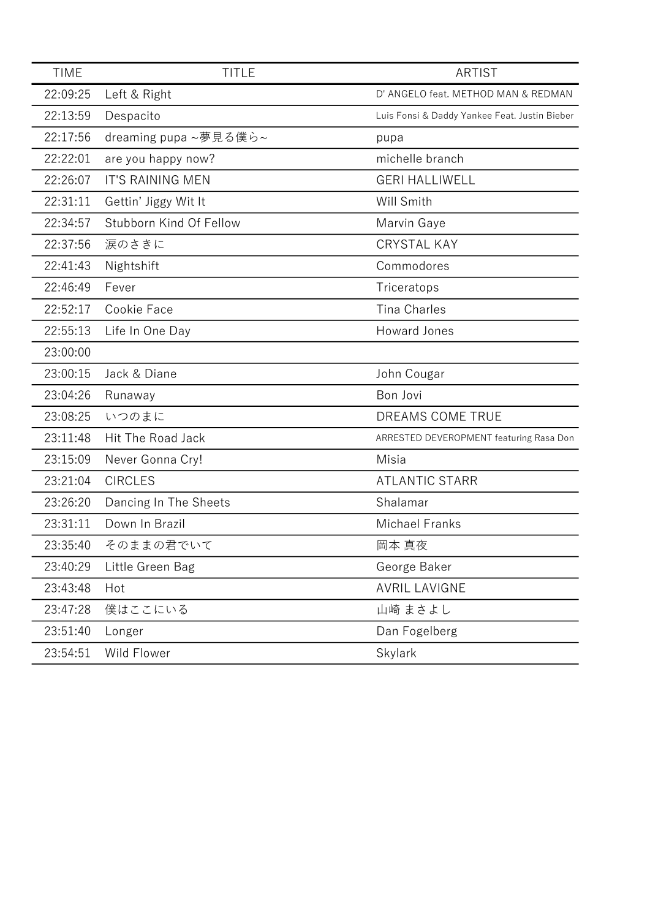| TIME | TITLE | ARTIST |
| --- | --- | --- |
| 22:09:25 | Left & Right | D' ANGELO feat. METHOD MAN & REDMAN |
| 22:13:59 | Despacito | Luis Fonsi & Daddy Yankee Feat. Justin Bieber |
| 22:17:56 | dreaming pupa ~夢見る僕ら~ | pupa |
| 22:22:01 | are you happy now? | michelle branch |
| 22:26:07 | IT'S RAINING MEN | GERI HALLIWELL |
| 22:31:11 | Gettin' Jiggy Wit It | Will Smith |
| 22:34:57 | Stubborn Kind Of Fellow | Marvin Gaye |
| 22:37:56 | 涙のさきに | CRYSTAL KAY |
| 22:41:43 | Nightshift | Commodores |
| 22:46:49 | Fever | Triceratops |
| 22:52:17 | Cookie Face | Tina Charles |
| 22:55:13 | Life In One Day | Howard Jones |
| 23:00:00 | | |
| 23:00:15 | Jack & Diane | John Cougar |
| 23:04:26 | Runaway | Bon Jovi |
| 23:08:25 | いつのまに | DREAMS COME TRUE |
| 23:11:48 | Hit The Road Jack | ARRESTED DEVEROPMENT featuring Rasa Don |
| 23:15:09 | Never Gonna Cry! | Misia |
| 23:21:04 | CIRCLES | ATLANTIC STARR |
| 23:26:20 | Dancing In The Sheets | Shalamar |
| 23:31:11 | Down In Brazil | Michael Franks |
| 23:35:40 | そのままの君でいて | 岡本 真夜 |
| 23:40:29 | Little Green Bag | George Baker |
| 23:43:48 | Hot | AVRIL LAVIGNE |
| 23:47:28 | 僕はここにいる | 山崎 まさよし |
| 23:51:40 | Longer | Dan Fogelberg |
| 23:54:51 | Wild Flower | Skylark |